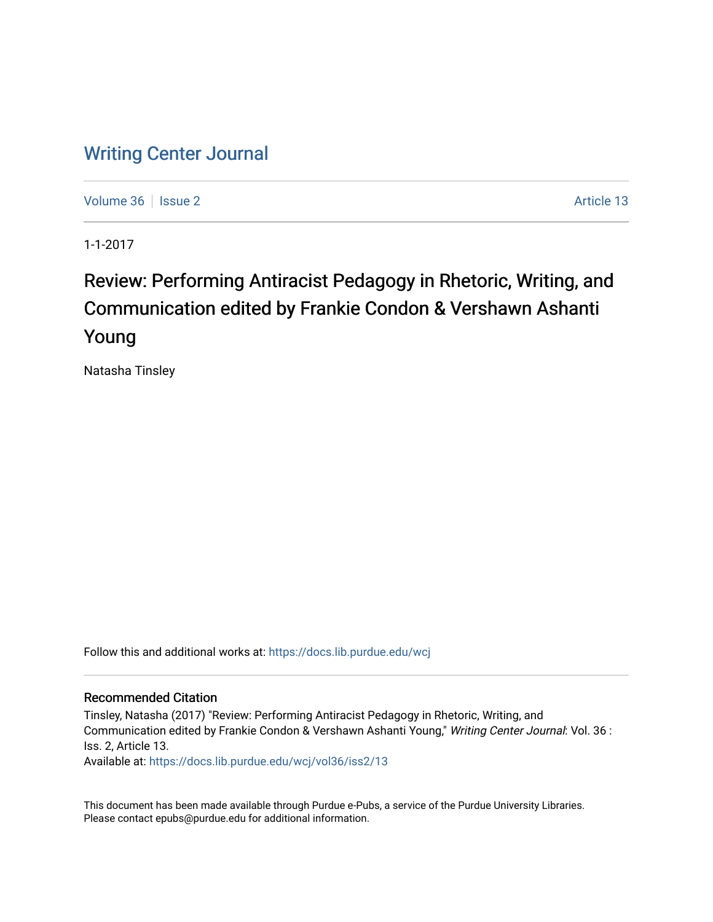# Writing Center Journal

Volume 36 | Issue 2 | Article 13

1-1-2017

## Review: Performing Antiracist Pedagogy in Rhetoric, Writing, and Communication edited by Frankie Condon & Vershawn Ashanti Young

Natasha Tinsley

Follow this and additional works at: https://docs.lib.purdue.edu/wcj

### Recommended Citation

Tinsley, Natasha (2017) "Review: Performing Antiracist Pedagogy in Rhetoric, Writing, and Communication edited by Frankie Condon & Vershawn Ashanti Young," *Writing Center Journal*: Vol. 36 : Iss. 2, Article 13.
Available at: https://docs.lib.purdue.edu/wcj/vol36/iss2/13

This document has been made available through Purdue e-Pubs, a service of the Purdue University Libraries. Please contact epubs@purdue.edu for additional information.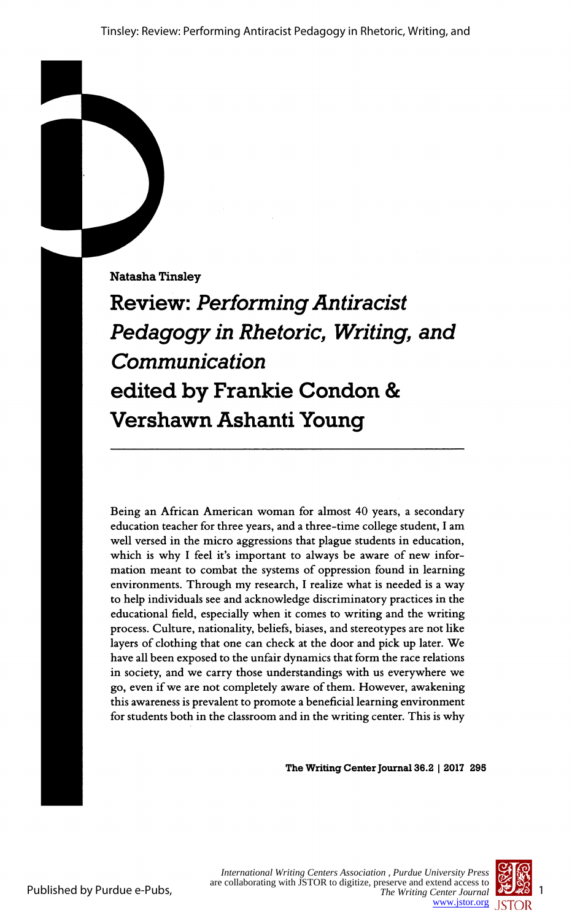Natasha Tinsley

# Review: *Performing Antiracist Pedagogy in Rhetoric, Writing, and Communication* edited by Frankie Condon & Vershawn Ashanti Young

Being an African American woman for almost 40 years, a secondary education teacher for three years, and a three-time college student, I am well versed in the micro aggressions that plague students in education, which is why I feel it's important to always be aware of new information meant to combat the systems of oppression found in learning environments. Through my research, I realize what is needed is a way to help individuals see and acknowledge discriminatory practices in the educational field, especially when it comes to writing and the writing process. Culture, nationality, beliefs, biases, and stereotypes are not like layers of clothing that one can check at the door and pick up later. We have all been exposed to the unfair dynamics that form the race relations in society, and we carry those understandings with us everywhere we go, even if we are not completely aware of them. However, awakening this awareness is prevalent to promote a beneficial learning environment for students both in the classroom and in the writing center. This is why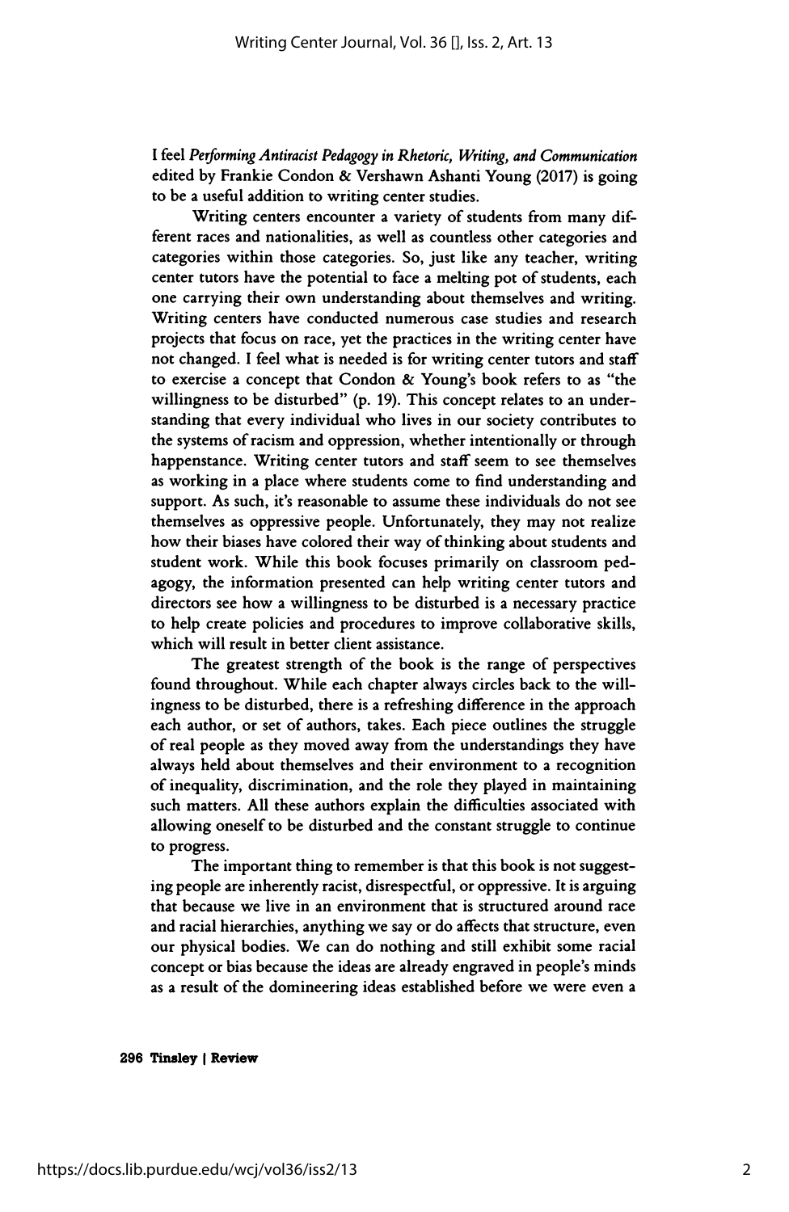I feel *Performing Antiracist Pedagogy in Rhetoric, Writing, and Communication* edited by Frankie Condon & Vershawn Ashanti Young (2017) is going to be a useful addition to writing center studies.

Writing centers encounter a variety of students from many different races and nationalities, as well as countless other categories and categories within those categories. So, just like any teacher, writing center tutors have the potential to face a melting pot of students, each one carrying their own understanding about themselves and writing. Writing centers have conducted numerous case studies and research projects that focus on race, yet the practices in the writing center have not changed. I feel what is needed is for writing center tutors and staff to exercise a concept that Condon & Young's book refers to as "the willingness to be disturbed" (p. 19). This concept relates to an understanding that every individual who lives in our society contributes to the systems of racism and oppression, whether intentionally or through happenstance. Writing center tutors and staff seem to see themselves as working in a place where students come to find understanding and support. As such, it's reasonable to assume these individuals do not see themselves as oppressive people. Unfortunately, they may not realize how their biases have colored their way of thinking about students and student work. While this book focuses primarily on classroom pedagogy, the information presented can help writing center tutors and directors see how a willingness to be disturbed is a necessary practice to help create policies and procedures to improve collaborative skills, which will result in better client assistance.

The greatest strength of the book is the range of perspectives found throughout. While each chapter always circles back to the willingness to be disturbed, there is a refreshing difference in the approach each author, or set of authors, takes. Each piece outlines the struggle of real people as they moved away from the understandings they have always held about themselves and their environment to a recognition of inequality, discrimination, and the role they played in maintaining such matters. All these authors explain the difficulties associated with allowing oneself to be disturbed and the constant struggle to continue to progress.

The important thing to remember is that this book is not suggesting people are inherently racist, disrespectful, or oppressive. It is arguing that because we live in an environment that is structured around race and racial hierarchies, anything we say or do affects that structure, even our physical bodies. We can do nothing and still exhibit some racial concept or bias because the ideas are already engraved in people's minds as a result of the domineering ideas established before we were even a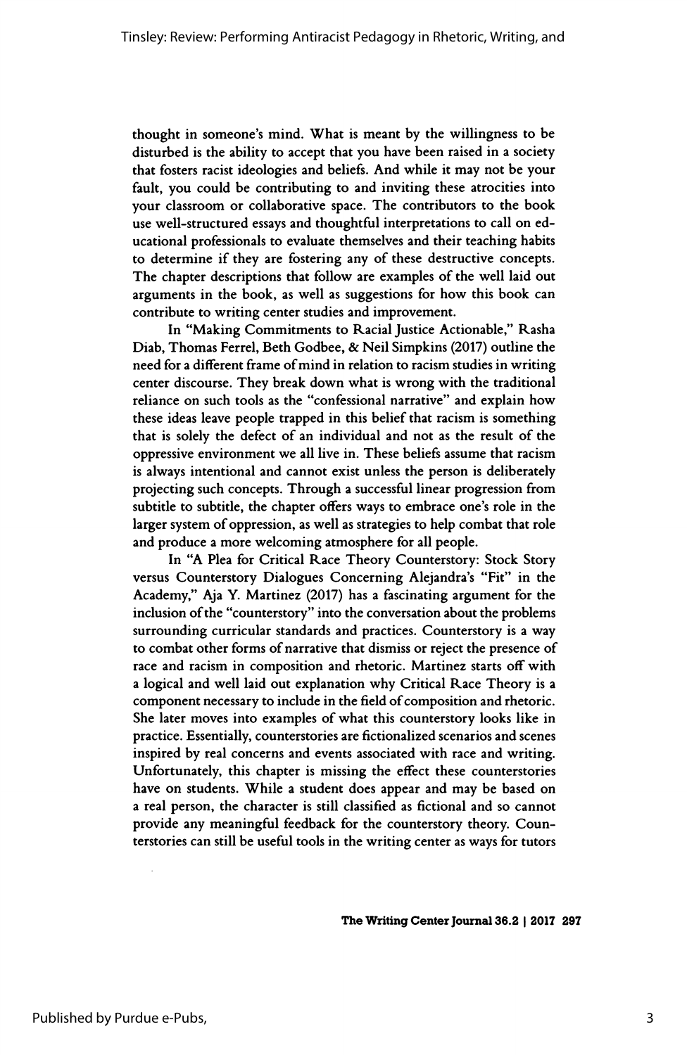thought in someone's mind. What is meant by the willingness to be disturbed is the ability to accept that you have been raised in a society that fosters racist ideologies and beliefs. And while it may not be your fault, you could be contributing to and inviting these atrocities into your classroom or collaborative space. The contributors to the book use well-structured essays and thoughtful interpretations to call on educational professionals to evaluate themselves and their teaching habits to determine if they are fostering any of these destructive concepts. The chapter descriptions that follow are examples of the well laid out arguments in the book, as well as suggestions for how this book can contribute to writing center studies and improvement.

In "Making Commitments to Racial Justice Actionable," Rasha Diab, Thomas Ferrel, Beth Godbee, & Neil Simpkins (2017) outline the need for a different frame of mind in relation to racism studies in writing center discourse. They break down what is wrong with the traditional reliance on such tools as the "confessional narrative" and explain how these ideas leave people trapped in this belief that racism is something that is solely the defect of an individual and not as the result of the oppressive environment we all live in. These beliefs assume that racism is always intentional and cannot exist unless the person is deliberately projecting such concepts. Through a successful linear progression from subtitle to subtitle, the chapter offers ways to embrace one's role in the larger system of oppression, as well as strategies to help combat that role and produce a more welcoming atmosphere for all people.

In "A Plea for Critical Race Theory Counterstory: Stock Story versus Counterstory Dialogues Concerning Alejandra's "Fit" in the Academy," Aja Y. Martinez (2017) has a fascinating argument for the inclusion of the "counterstory" into the conversation about the problems surrounding curricular standards and practices. Counterstory is a way to combat other forms of narrative that dismiss or reject the presence of race and racism in composition and rhetoric. Martinez starts off with a logical and well laid out explanation why Critical Race Theory is a component necessary to include in the field of composition and rhetoric. She later moves into examples of what this counterstory looks like in practice. Essentially, counterstories are fictionalized scenarios and scenes inspired by real concerns and events associated with race and writing. Unfortunately, this chapter is missing the effect these counterstories have on students. While a student does appear and may be based on a real person, the character is still classified as fictional and so cannot provide any meaningful feedback for the counterstory theory. Counterstories can still be useful tools in the writing center as ways for tutors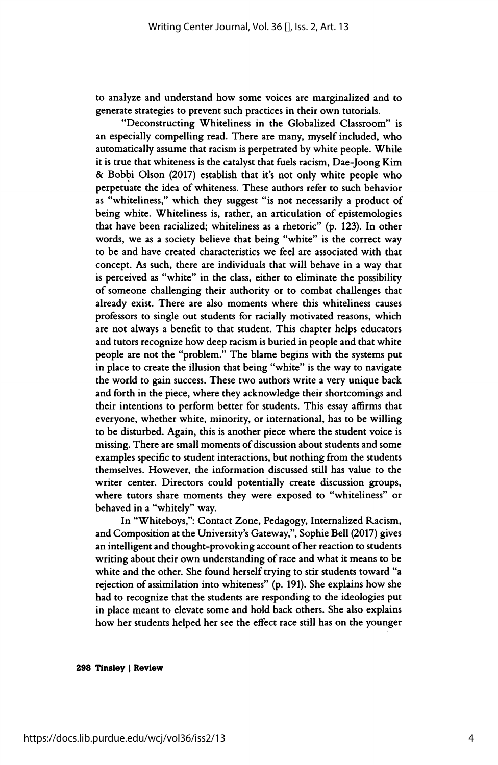to analyze and understand how some voices are marginalized and to generate strategies to prevent such practices in their own tutorials.

"Deconstructing Whiteliness in the Globalized Classroom" is an especially compelling read. There are many, myself included, who automatically assume that racism is perpetrated by white people. While it is true that whiteness is the catalyst that fuels racism, Dae-Joong Kim & Bobbi Olson (2017) establish that it's not only white people who perpetuate the idea of whiteness. These authors refer to such behavior as "whiteliness," which they suggest "is not necessarily a product of being white. Whiteliness is, rather, an articulation of epistemologies that have been racialized; whiteliness as a rhetoric" (p. 123). In other words, we as a society believe that being "white" is the correct way to be and have created characteristics we feel are associated with that concept. As such, there are individuals that will behave in a way that is perceived as "white" in the class, either to eliminate the possibility of someone challenging their authority or to combat challenges that already exist. There are also moments where this whiteliness causes professors to single out students for racially motivated reasons, which are not always a benefit to that student. This chapter helps educators and tutors recognize how deep racism is buried in people and that white people are not the "problem." The blame begins with the systems put in place to create the illusion that being "white" is the way to navigate the world to gain success. These two authors write a very unique back and forth in the piece, where they acknowledge their shortcomings and their intentions to perform better for students. This essay affirms that everyone, whether white, minority, or international, has to be willing to be disturbed. Again, this is another piece where the student voice is missing. There are small moments of discussion about students and some examples specific to student interactions, but nothing from the students themselves. However, the information discussed still has value to the writer center. Directors could potentially create discussion groups, where tutors share moments they were exposed to "whiteliness" or behaved in a "whitely" way.

In "Whiteboys,": Contact Zone, Pedagogy, Internalized Racism, and Composition at the University's Gateway,", Sophie Bell (2017) gives an intelligent and thought-provoking account of her reaction to students writing about their own understanding of race and what it means to be white and the other. She found herself trying to stir students toward "a rejection of assimilation into whiteness" (p. 191). She explains how she had to recognize that the students are responding to the ideologies put in place meant to elevate some and hold back others. She also explains how her students helped her see the effect race still has on the younger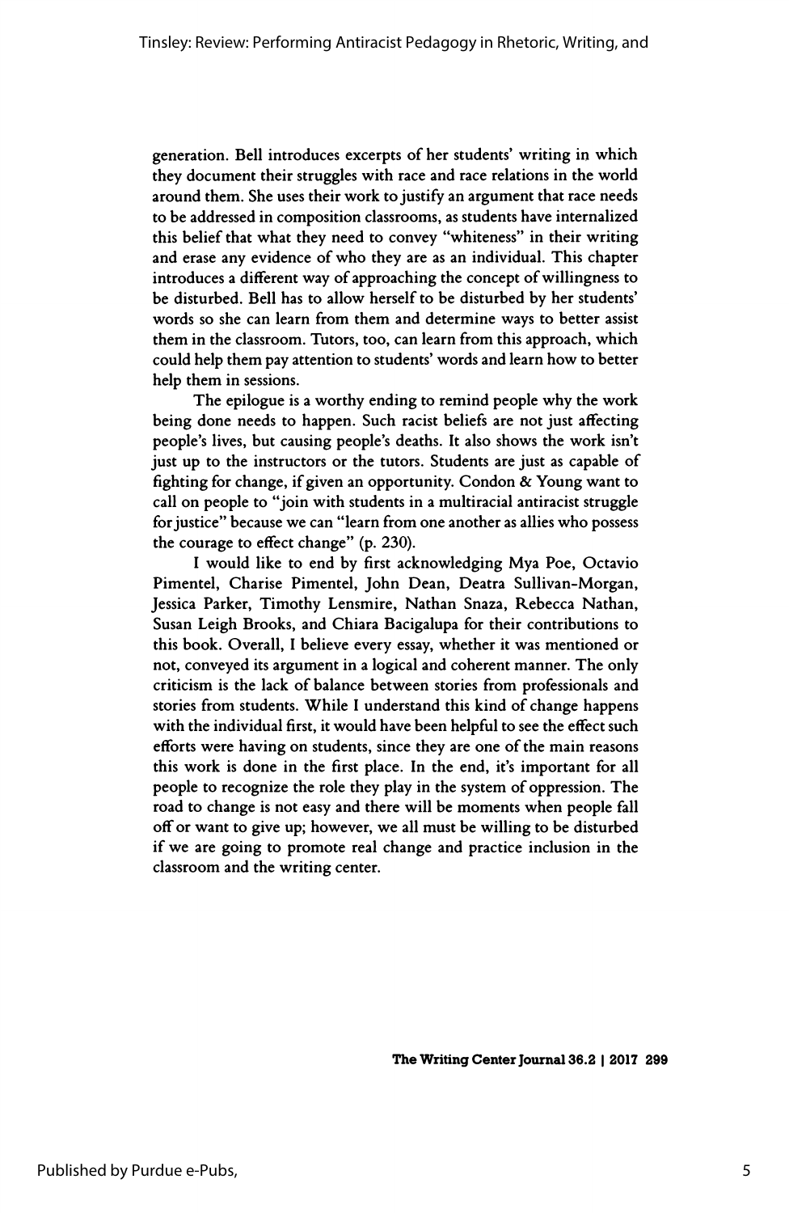generation. Bell introduces excerpts of her students' writing in which they document their struggles with race and race relations in the world around them. She uses their work to justify an argument that race needs to be addressed in composition classrooms, as students have internalized this belief that what they need to convey "whiteness" in their writing and erase any evidence of who they are as an individual. This chapter introduces a different way of approaching the concept of willingness to be disturbed. Bell has to allow herself to be disturbed by her students' words so she can learn from them and determine ways to better assist them in the classroom. Tutors, too, can learn from this approach, which could help them pay attention to students' words and learn how to better help them in sessions.

The epilogue is a worthy ending to remind people why the work being done needs to happen. Such racist beliefs are not just affecting people's lives, but causing people's deaths. It also shows the work isn't just up to the instructors or the tutors. Students are just as capable of fighting for change, if given an opportunity. Condon & Young want to call on people to "join with students in a multiracial antiracist struggle for justice" because we can "learn from one another as allies who possess the courage to effect change" (p. 230).

I would like to end by first acknowledging Mya Poe, Octavio Pimentel, Charise Pimentel, John Dean, Deatra Sullivan-Morgan, Jessica Parker, Timothy Lensmire, Nathan Snaza, Rebecca Nathan, Susan Leigh Brooks, and Chiara Bacigalupa for their contributions to this book. Overall, I believe every essay, whether it was mentioned or not, conveyed its argument in a logical and coherent manner. The only criticism is the lack of balance between stories from professionals and stories from students. While I understand this kind of change happens with the individual first, it would have been helpful to see the effect such efforts were having on students, since they are one of the main reasons this work is done in the first place. In the end, it's important for all people to recognize the role they play in the system of oppression. The road to change is not easy and there will be moments when people fall off or want to give up; however, we all must be willing to be disturbed if we are going to promote real change and practice inclusion in the classroom and the writing center.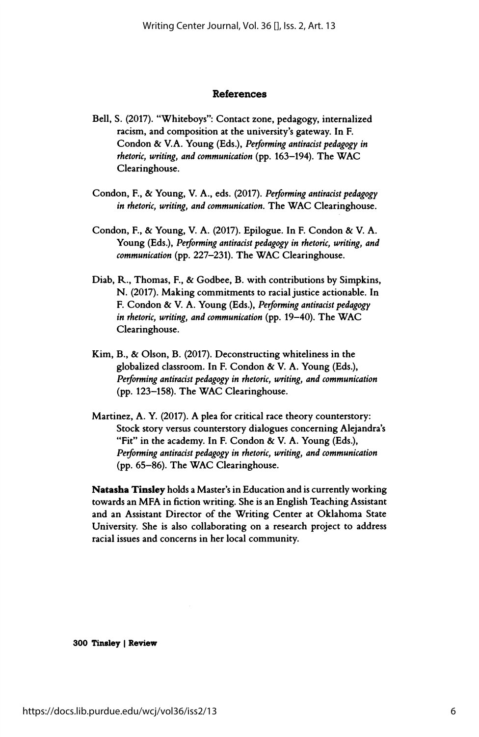## References

Bell, S. (2017). "Whiteboys": Contact zone, pedagogy, internalized racism, and composition at the university's gateway. In F. Condon & V.A. Young (Eds.), *Performing antiracist pedagogy in rhetoric, writing, and communication* (pp. 163–194). The WAC Clearinghouse.

Condon, F., & Young, V. A., eds. (2017). *Performing antiracist pedagogy in rhetoric, writing, and communication.* The WAC Clearinghouse.

Condon, F., & Young, V. A. (2017). Epilogue. In F. Condon & V. A. Young (Eds.), *Performing antiracist pedagogy in rhetoric, writing, and communication* (pp. 227–231). The WAC Clearinghouse.

Diab, R., Thomas, F., & Godbee, B. with contributions by Simpkins, N. (2017). Making commitments to racial justice actionable. In F. Condon & V. A. Young (Eds.), *Performing antiracist pedagogy in rhetoric, writing, and communication* (pp. 19–40). The WAC Clearinghouse.

Kim, B., & Olson, B. (2017). Deconstructing whiteliness in the globalized classroom. In F. Condon & V. A. Young (Eds.), *Performing antiracist pedagogy in rhetoric, writing, and communication* (pp. 123–158). The WAC Clearinghouse.

Martinez, A. Y. (2017). A plea for critical race theory counterstory: Stock story versus counterstory dialogues concerning Alejandra's "Fit" in the academy. In F. Condon & V. A. Young (Eds.), *Performing antiracist pedagogy in rhetoric, writing, and communication* (pp. 65–86). The WAC Clearinghouse.

**Natasha Tinsley** holds a Master's in Education and is currently working towards an MFA in fiction writing. She is an English Teaching Assistant and an Assistant Director of the Writing Center at Oklahoma State University. She is also collaborating on a research project to address racial issues and concerns in her local community.